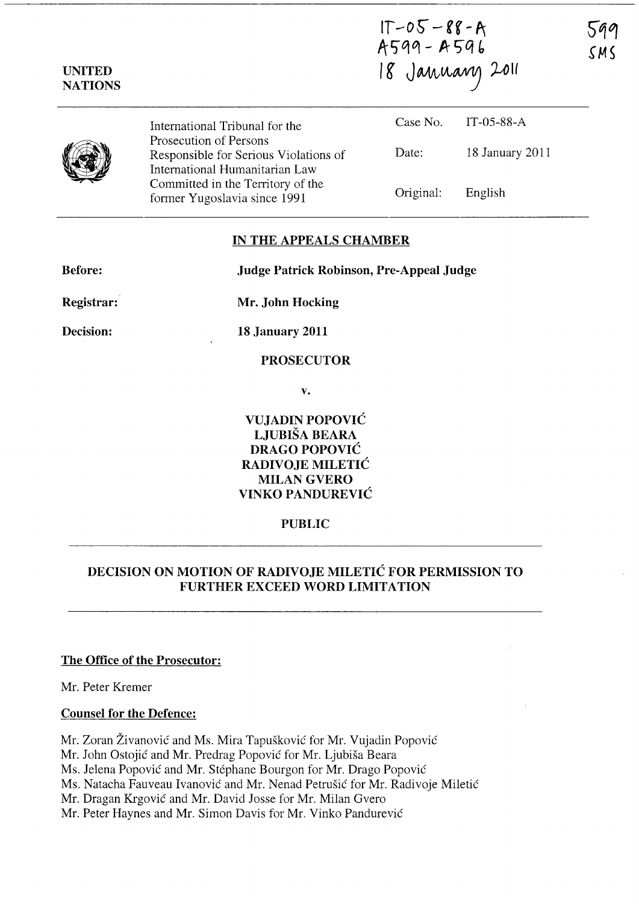IT-05-88-A
A599 - A596
18 January 2011

599
SMS

UNITED NATIONS

International Tribunal for the Prosecution of Persons Responsible for Serious Violations of International Humanitarian Law Committed in the Territory of the former Yugoslavia since 1991

| | |
|---|---|
| Case No. | IT-05-88-A |
| Date: | 18 January 2011 |
| Original: | English |

**IN THE APPEALS CHAMBER**

**Before:** **Judge Patrick Robinson, Pre-Appeal Judge**

**Registrar:** **Mr. John Hocking**

**Decision:** **18 January 2011**

**PROSECUTOR**

**v.**

**VUJADIN POPOVIĆ**
**LJUBIŠA BEARA**
**DRAGO POPOVIĆ**
**RADIVOJE MILETIĆ**
**MILAN GVERO**
**VINKO PANDUREVIĆ**

**PUBLIC**

**DECISION ON MOTION OF RADIVOJE MILETIĆ FOR PERMISSION TO FURTHER EXCEED WORD LIMITATION**

**The Office of the Prosecutor:**

Mr. Peter Kremer

**Counsel for the Defence:**

Mr. Zoran Živanović and Ms. Mira Tapušković for Mr. Vujadin Popović
Mr. John Ostojić and Mr. Predrag Popović for Mr. Ljubiša Beara
Ms. Jelena Popović and Mr. Stéphane Bourgon for Mr. Drago Popović
Ms. Natacha Fauveau Ivanović and Mr. Nenad Petrušić for Mr. Radivoje Miletić
Mr. Dragan Krgović and Mr. David Josse for Mr. Milan Gvero
Mr. Peter Haynes and Mr. Simon Davis for Mr. Vinko Pandurević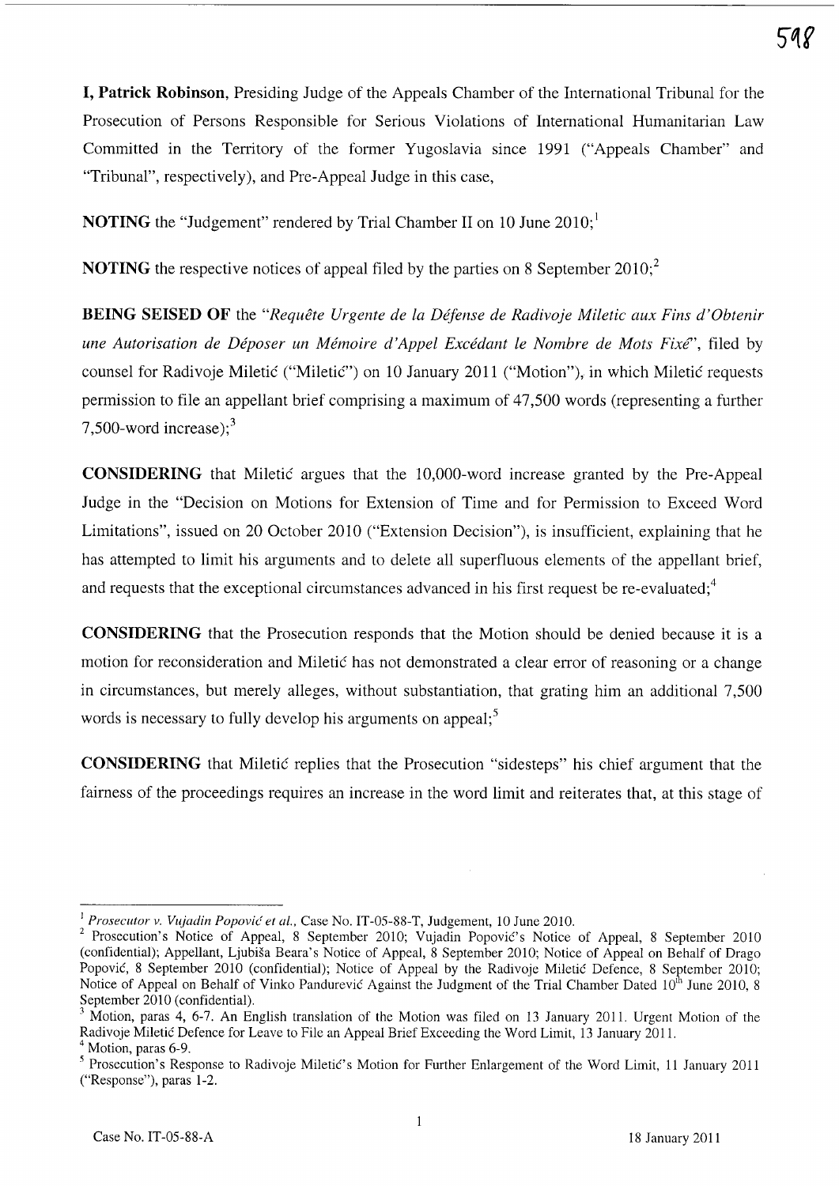**I, Patrick Robinson**, Presiding Judge of the Appeals Chamber of the International Tribunal for the Prosecution of Persons Responsible for Serious Violations of International Humanitarian Law Committed in the Territory of the former Yugoslavia since 1991 ("Appeals Chamber" and "Tribunal", respectively), and Pre-Appeal Judge in this case,

**NOTING** the "Judgement" rendered by Trial Chamber II on 10 June 2010;[1]

**NOTING** the respective notices of appeal filed by the parties on 8 September 2010;[2]

**BEING SEISED OF** the "*Requête Urgente de la Défense de Radivoje Miletic aux Fins d'Obtenir une Autorisation de Déposer un Mémoire d'Appel Excédant le Nombre de Mots Fixé*", filed by counsel for Radivoje Miletić ("Miletić") on 10 January 2011 ("Motion"), in which Miletić requests permission to file an appellant brief comprising a maximum of 47,500 words (representing a further 7,500-word increase);[3]

**CONSIDERING** that Miletić argues that the 10,000-word increase granted by the Pre-Appeal Judge in the "Decision on Motions for Extension of Time and for Permission to Exceed Word Limitations", issued on 20 October 2010 ("Extension Decision"), is insufficient, explaining that he has attempted to limit his arguments and to delete all superfluous elements of the appellant brief, and requests that the exceptional circumstances advanced in his first request be re-evaluated;[4]

**CONSIDERING** that the Prosecution responds that the Motion should be denied because it is a motion for reconsideration and Miletić has not demonstrated a clear error of reasoning or a change in circumstances, but merely alleges, without substantiation, that grating him an additional 7,500 words is necessary to fully develop his arguments on appeal;[5]

**CONSIDERING** that Miletić replies that the Prosecution "sidesteps" his chief argument that the fairness of the proceedings requires an increase in the word limit and reiterates that, at this stage of

---

[1] *Prosecutor v. Vujadin Popović et al.*, Case No. IT-05-88-T, Judgement, 10 June 2010.

[2] Prosecution's Notice of Appeal, 8 September 2010; Vujadin Popović's Notice of Appeal, 8 September 2010 (confidential); Appellant, Ljubiša Beara's Notice of Appeal, 8 September 2010; Notice of Appeal on Behalf of Drago Popović, 8 September 2010 (confidential); Notice of Appeal by the Radivoje Miletić Defence, 8 September 2010; Notice of Appeal on Behalf of Vinko Pandurević Against the Judgment of the Trial Chamber Dated 10th June 2010, 8 September 2010 (confidential).

[3] Motion, paras 4, 6-7. An English translation of the Motion was filed on 13 January 2011. Urgent Motion of the Radivoje Miletić Defence for Leave to File an Appeal Brief Exceeding the Word Limit, 13 January 2011.

[4] Motion, paras 6-9.

[5] Prosecution's Response to Radivoje Miletić's Motion for Further Enlargement of the Word Limit, 11 January 2011 ("Response"), paras 1-2.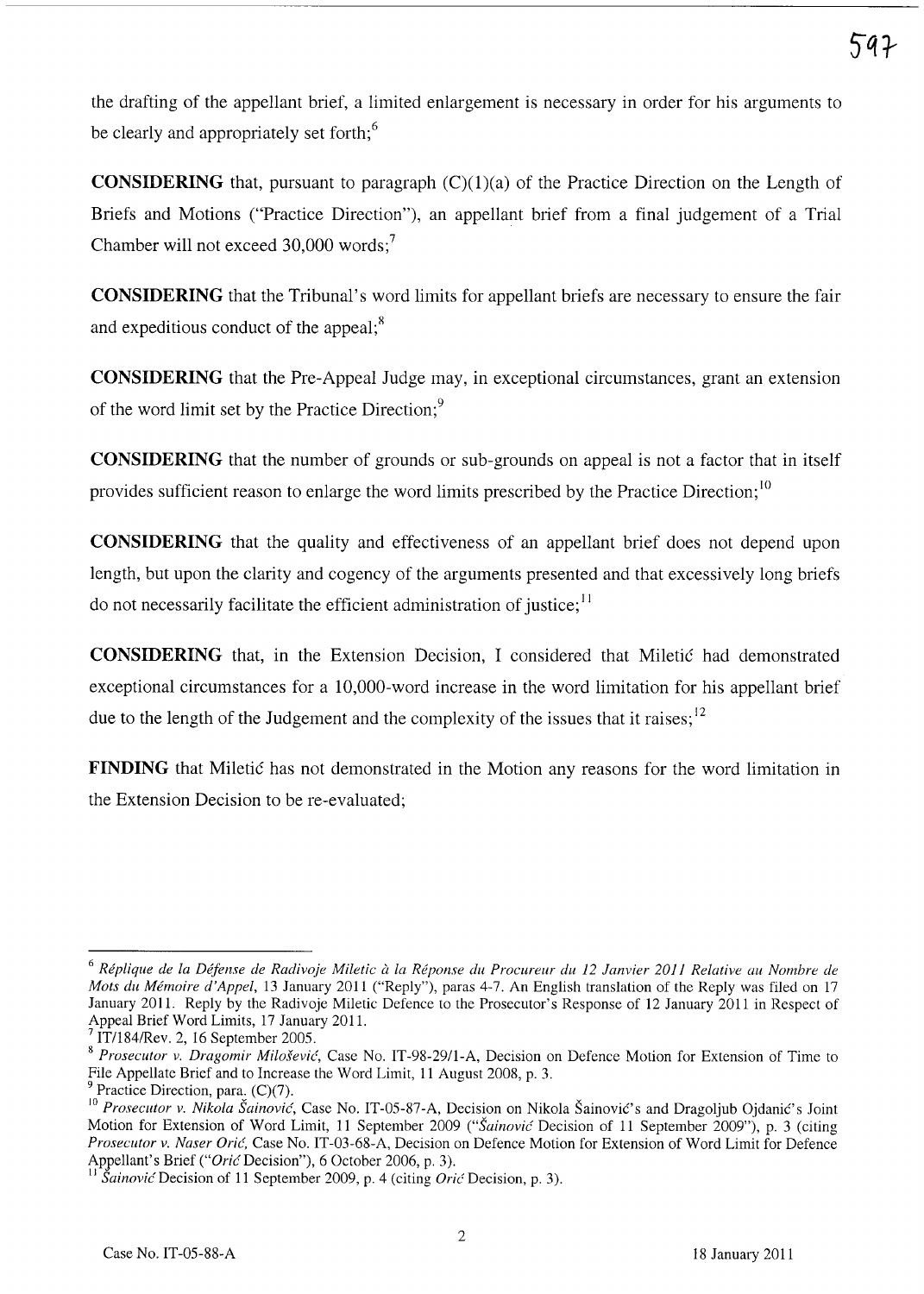the drafting of the appellant brief, a limited enlargement is necessary in order for his arguments to be clearly and appropriately set forth;[6]

**CONSIDERING** that, pursuant to paragraph (C)(1)(a) of the Practice Direction on the Length of Briefs and Motions ("Practice Direction"), an appellant brief from a final judgement of a Trial Chamber will not exceed 30,000 words;[7]

**CONSIDERING** that the Tribunal's word limits for appellant briefs are necessary to ensure the fair and expeditious conduct of the appeal;[8]

**CONSIDERING** that the Pre-Appeal Judge may, in exceptional circumstances, grant an extension of the word limit set by the Practice Direction;[9]

**CONSIDERING** that the number of grounds or sub-grounds on appeal is not a factor that in itself provides sufficient reason to enlarge the word limits prescribed by the Practice Direction;[10]

**CONSIDERING** that the quality and effectiveness of an appellant brief does not depend upon length, but upon the clarity and cogency of the arguments presented and that excessively long briefs do not necessarily facilitate the efficient administration of justice;[11]

**CONSIDERING** that, in the Extension Decision, I considered that Miletić had demonstrated exceptional circumstances for a 10,000-word increase in the word limitation for his appellant brief due to the length of the Judgement and the complexity of the issues that it raises;[12]

**FINDING** that Miletić has not demonstrated in the Motion any reasons for the word limitation in the Extension Decision to be re-evaluated;

---

[6] *Réplique de la Défense de Radivoje Miletic à la Réponse du Procureur du 12 Janvier 2011 Relative au Nombre de Mots du Mémoire d'Appel*, 13 January 2011 ("Reply"), paras 4-7. An English translation of the Reply was filed on 17 January 2011. Reply by the Radivoje Miletic Defence to the Prosecutor's Response of 12 January 2011 in Respect of Appeal Brief Word Limits, 17 January 2011.

[7] IT/184/Rev. 2, 16 September 2005.

[8] *Prosecutor v. Dragomir Milošević*, Case No. IT-98-29/1-A, Decision on Defence Motion for Extension of Time to File Appellate Brief and to Increase the Word Limit, 11 August 2008, p. 3.

[9] Practice Direction, para. (C)(7).

[10] *Prosecutor v. Nikola Šainović*, Case No. IT-05-87-A, Decision on Nikola Šainović's and Dragoljub Ojdanić's Joint Motion for Extension of Word Limit, 11 September 2009 ("*Šainović* Decision of 11 September 2009"), p. 3 (citing *Prosecutor v. Naser Orić*, Case No. IT-03-68-A, Decision on Defence Motion for Extension of Word Limit for Defence Appellant's Brief ("*Orić* Decision"), 6 October 2006, p. 3).

[11] *Šainović* Decision of 11 September 2009, p. 4 (citing *Orić* Decision, p. 3).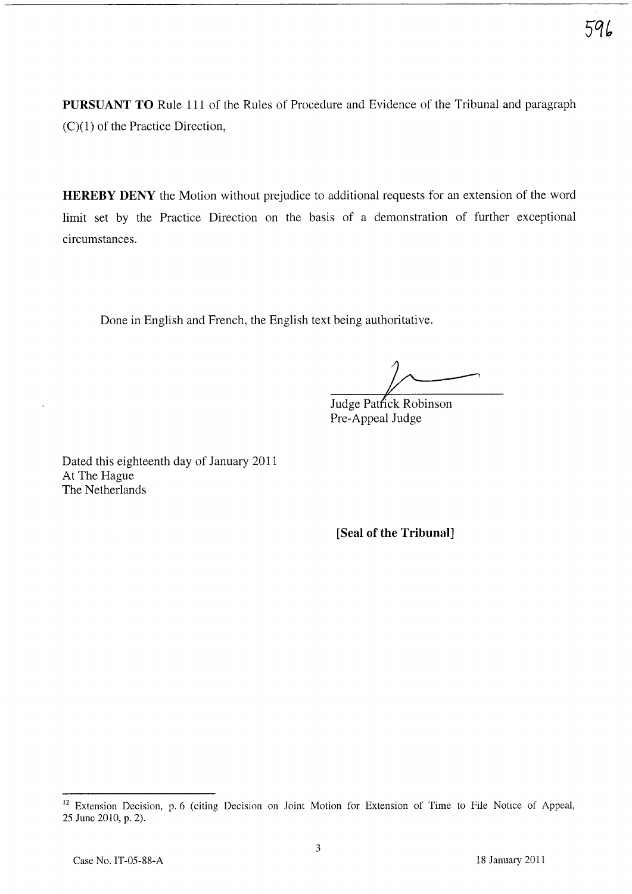**PURSUANT TO** Rule 111 of the Rules of Procedure and Evidence of the Tribunal and paragraph (C)(1) of the Practice Direction,

**HEREBY DENY** the Motion without prejudice to additional requests for an extension of the word limit set by the Practice Direction on the basis of a demonstration of further exceptional circumstances.

Done in English and French, the English text being authoritative.

Judge Patrick Robinson
Pre-Appeal Judge

Dated this eighteenth day of January 2011
At The Hague
The Netherlands

**[Seal of the Tribunal]**

---

[12] Extension Decision, p. 6 (citing Decision on Joint Motion for Extension of Time to File Notice of Appeal, 25 June 2010, p. 2).